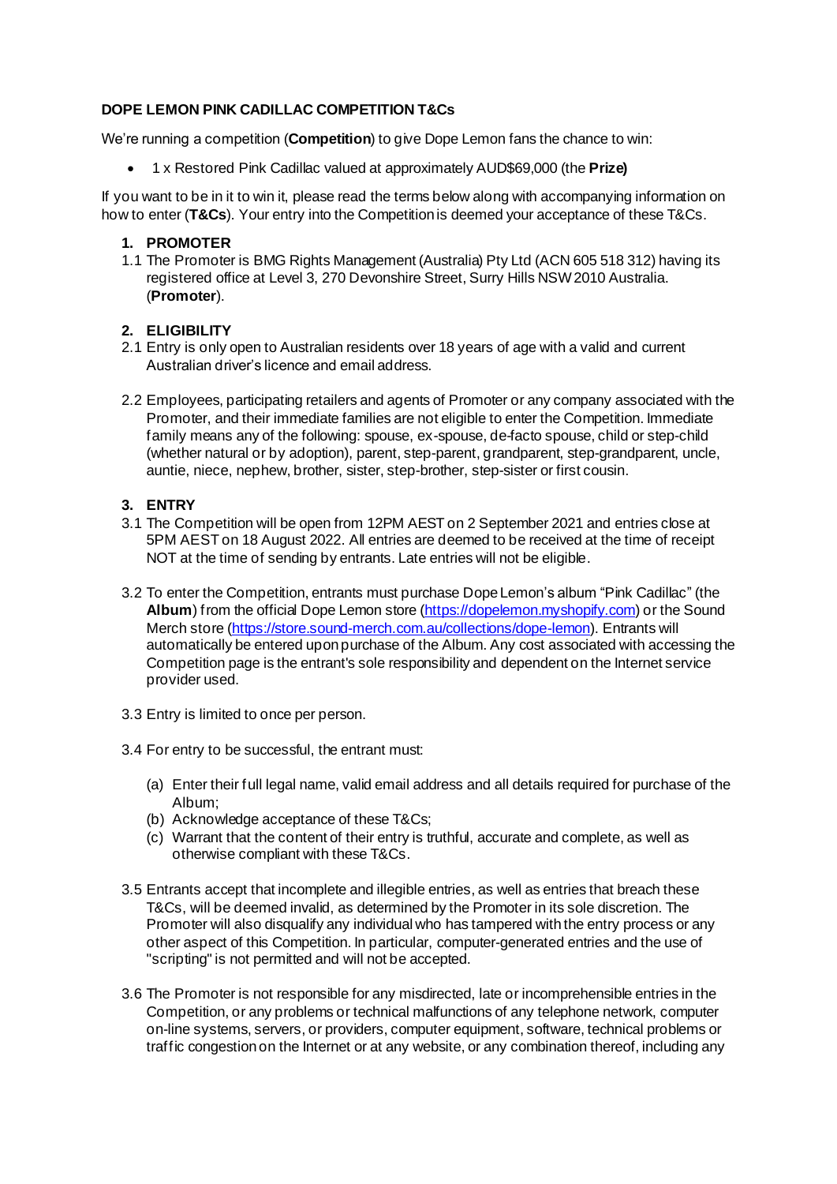**DOPE LEMON PINK CADILLAC COMPETITION T&Cs**

We're running a competition (**Competition**) to give Dope Lemon fans the chance to win:

- 1 x Restored Pink Cadillac valued at approximately AUD$69,000 (the **Prize)**

If you want to be in it to win it, please read the terms below along with accompanying information on how to enter (**T&Cs**). Your entry into the Competition is deemed your acceptance of these T&Cs.

**1. PROMOTER**

1.1 The Promoter is BMG Rights Management (Australia) Pty Ltd (ACN 605 518 312) having its registered office at Level 3, 270 Devonshire Street, Surry Hills NSW 2010 Australia. (**Promoter**).

**2. ELIGIBILITY**

2.1 Entry is only open to Australian residents over 18 years of age with a valid and current Australian driver's licence and email address.

2.2 Employees, participating retailers and agents of Promoter or any company associated with the Promoter, and their immediate families are not eligible to enter the Competition. Immediate family means any of the following: spouse, ex-spouse, de-facto spouse, child or step-child (whether natural or by adoption), parent, step-parent, grandparent, step-grandparent, uncle, auntie, niece, nephew, brother, sister, step-brother, step-sister or first cousin.

**3. ENTRY**

3.1 The Competition will be open from 12PM AEST on 2 September 2021 and entries close at 5PM AEST on 18 August 2022. All entries are deemed to be received at the time of receipt NOT at the time of sending by entrants. Late entries will not be eligible.

3.2 To enter the Competition, entrants must purchase Dope Lemon's album "Pink Cadillac" (the **Album**) from the official Dope Lemon store (https://dopelemon.myshopify.com) or the Sound Merch store (https://store.sound-merch.com.au/collections/dope-lemon). Entrants will automatically be entered upon purchase of the Album. Any cost associated with accessing the Competition page is the entrant's sole responsibility and dependent on the Internet service provider used.

3.3 Entry is limited to once per person.

3.4 For entry to be successful, the entrant must:

(a) Enter their full legal name, valid email address and all details required for purchase of the Album;
(b) Acknowledge acceptance of these T&Cs;
(c) Warrant that the content of their entry is truthful, accurate and complete, as well as otherwise compliant with these T&Cs.

3.5 Entrants accept that incomplete and illegible entries, as well as entries that breach these T&Cs, will be deemed invalid, as determined by the Promoter in its sole discretion. The Promoter will also disqualify any individual who has tampered with the entry process or any other aspect of this Competition. In particular, computer-generated entries and the use of "scripting" is not permitted and will not be accepted.

3.6 The Promoter is not responsible for any misdirected, late or incomprehensible entries in the Competition, or any problems or technical malfunctions of any telephone network, computer on-line systems, servers, or providers, computer equipment, software, technical problems or traffic congestion on the Internet or at any website, or any combination thereof, including any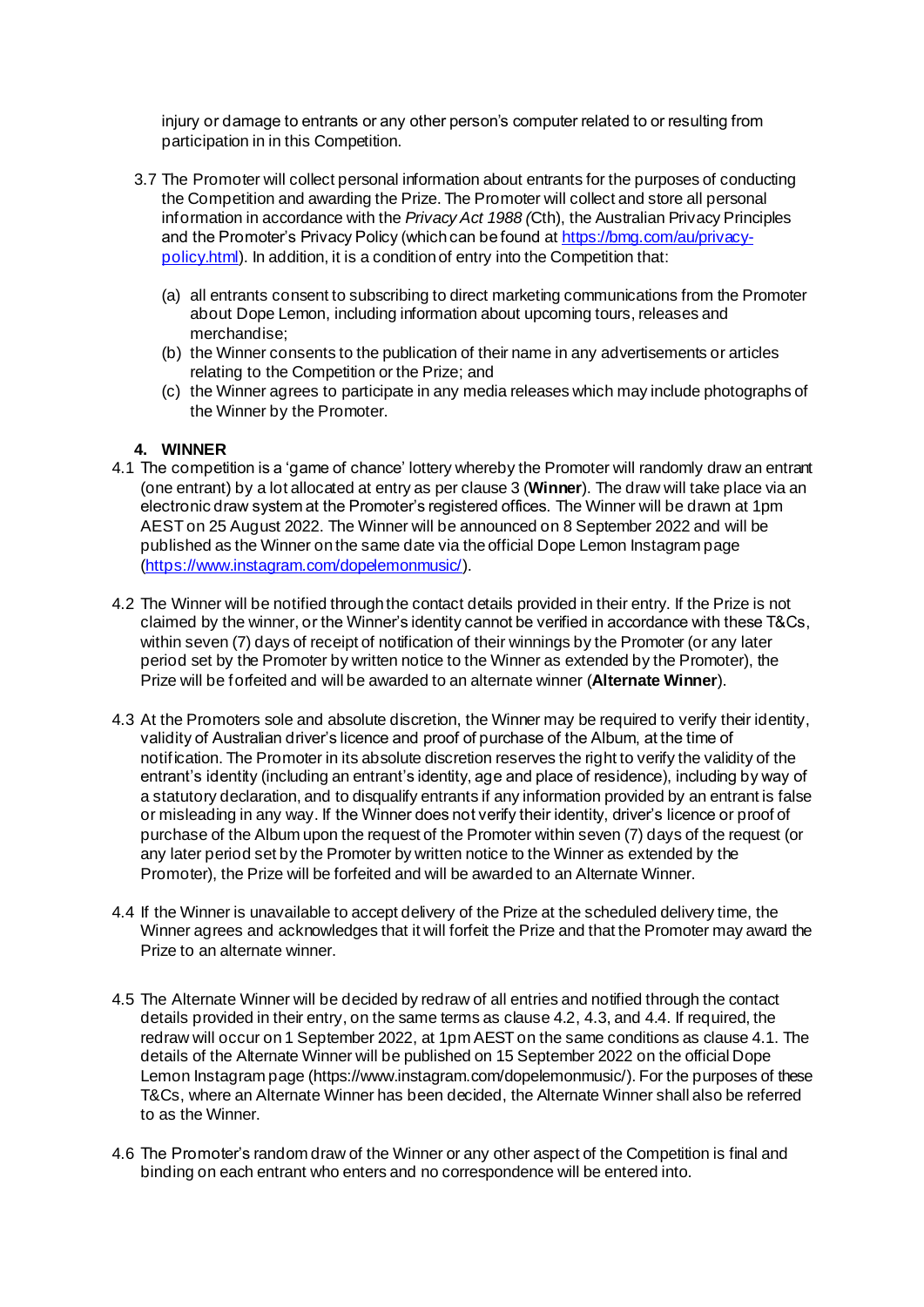injury or damage to entrants or any other person's computer related to or resulting from participation in in this Competition.

3.7 The Promoter will collect personal information about entrants for the purposes of conducting the Competition and awarding the Prize. The Promoter will collect and store all personal information in accordance with the *Privacy Act 1988 (*Cth), the Australian Privacy Principles and the Promoter's Privacy Policy (which can be found at [https://bmg.com/au/privacy-policy.html](https://bmg.com/au/privacy-policy.html)). In addition, it is a condition of entry into the Competition that:

(a) all entrants consent to subscribing to direct marketing communications from the Promoter about Dope Lemon, including information about upcoming tours, releases and merchandise;

(b) the Winner consents to the publication of their name in any advertisements or articles relating to the Competition or the Prize; and

(c) the Winner agrees to participate in any media releases which may include photographs of the Winner by the Promoter.

## 4. WINNER

4.1 The competition is a 'game of chance' lottery whereby the Promoter will randomly draw an entrant (one entrant) by a lot allocated at entry as per clause 3 (**Winner**). The draw will take place via an electronic draw system at the Promoter's registered offices. The Winner will be drawn at 1pm AEST on 25 August 2022. The Winner will be announced on 8 September 2022 and will be published as the Winner on the same date via the official Dope Lemon Instagram page ([https://www.instagram.com/dopelemonmusic/](https://www.instagram.com/dopelemonmusic/)).

4.2 The Winner will be notified through the contact details provided in their entry. If the Prize is not claimed by the winner, or the Winner's identity cannot be verified in accordance with these T&Cs, within seven (7) days of receipt of notification of their winnings by the Promoter (or any later period set by the Promoter by written notice to the Winner as extended by the Promoter), the Prize will be forfeited and will be awarded to an alternate winner (**Alternate Winner**).

4.3 At the Promoters sole and absolute discretion, the Winner may be required to verify their identity, validity of Australian driver's licence and proof of purchase of the Album, at the time of notification. The Promoter in its absolute discretion reserves the right to verify the validity of the entrant's identity (including an entrant's identity, age and place of residence), including by way of a statutory declaration, and to disqualify entrants if any information provided by an entrant is false or misleading in any way. If the Winner does not verify their identity, driver's licence or proof of purchase of the Album upon the request of the Promoter within seven (7) days of the request (or any later period set by the Promoter by written notice to the Winner as extended by the Promoter), the Prize will be forfeited and will be awarded to an Alternate Winner.

4.4 If the Winner is unavailable to accept delivery of the Prize at the scheduled delivery time, the Winner agrees and acknowledges that it will forfeit the Prize and that the Promoter may award the Prize to an alternate winner.

4.5 The Alternate Winner will be decided by redraw of all entries and notified through the contact details provided in their entry, on the same terms as clause 4.2, 4.3, and 4.4. If required, the redraw will occur on 1 September 2022, at 1pm AEST on the same conditions as clause 4.1. The details of the Alternate Winner will be published on 15 September 2022 on the official Dope Lemon Instagram page (https://www.instagram.com/dopelemonmusic/). For the purposes of these T&Cs, where an Alternate Winner has been decided, the Alternate Winner shall also be referred to as the Winner.

4.6 The Promoter's random draw of the Winner or any other aspect of the Competition is final and binding on each entrant who enters and no correspondence will be entered into.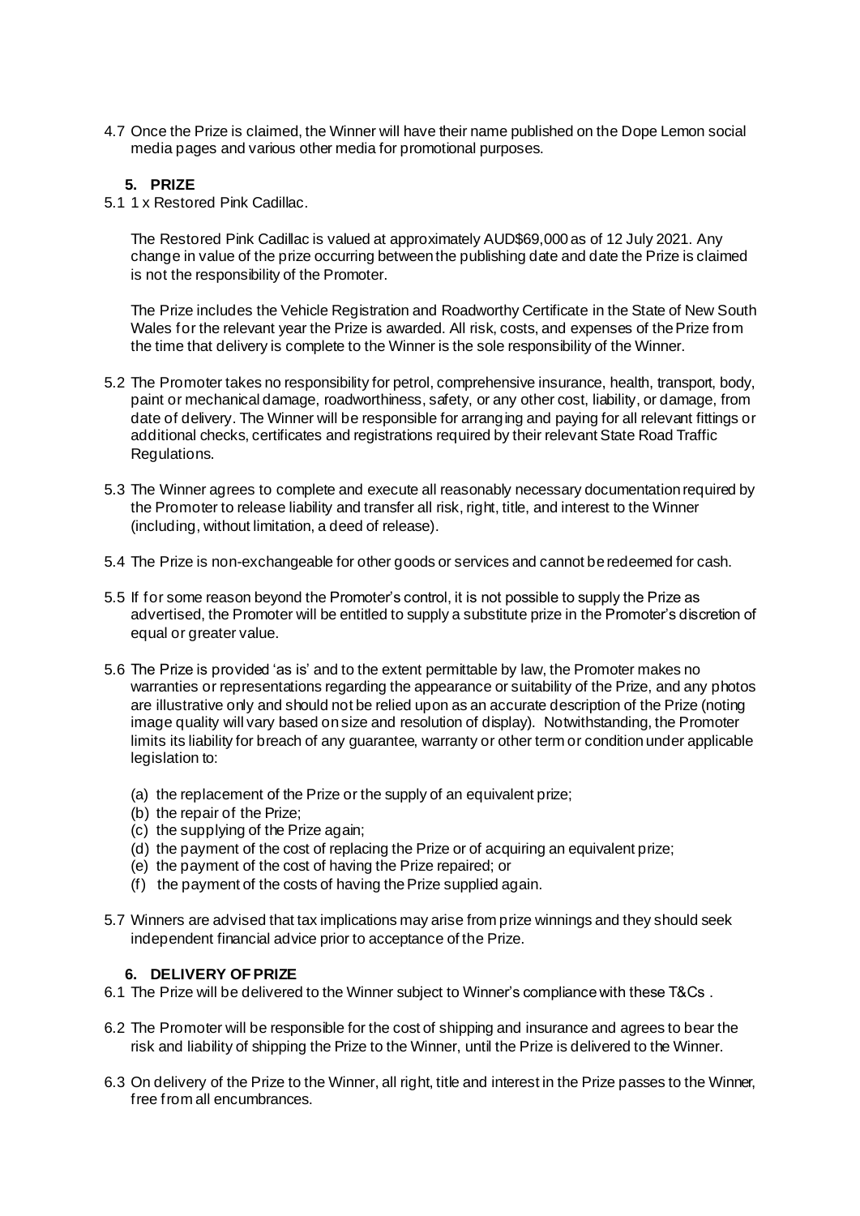4.7 Once the Prize is claimed, the Winner will have their name published on the Dope Lemon social media pages and various other media for promotional purposes.

## 5. PRIZE

5.1 1 x Restored Pink Cadillac.

The Restored Pink Cadillac is valued at approximately AUD$69,000 as of 12 July 2021. Any change in value of the prize occurring between the publishing date and date the Prize is claimed is not the responsibility of the Promoter.

The Prize includes the Vehicle Registration and Roadworthy Certificate in the State of New South Wales for the relevant year the Prize is awarded. All risk, costs, and expenses of the Prize from the time that delivery is complete to the Winner is the sole responsibility of the Winner.

5.2 The Promoter takes no responsibility for petrol, comprehensive insurance, health, transport, body, paint or mechanical damage, roadworthiness, safety, or any other cost, liability, or damage, from date of delivery. The Winner will be responsible for arranging and paying for all relevant fittings or additional checks, certificates and registrations required by their relevant State Road Traffic Regulations.

5.3 The Winner agrees to complete and execute all reasonably necessary documentation required by the Promoter to release liability and transfer all risk, right, title, and interest to the Winner (including, without limitation, a deed of release).

5.4 The Prize is non-exchangeable for other goods or services and cannot be redeemed for cash.

5.5 If for some reason beyond the Promoter's control, it is not possible to supply the Prize as advertised, the Promoter will be entitled to supply a substitute prize in the Promoter's discretion of equal or greater value.

5.6 The Prize is provided 'as is' and to the extent permittable by law, the Promoter makes no warranties or representations regarding the appearance or suitability of the Prize, and any photos are illustrative only and should not be relied upon as an accurate description of the Prize (noting image quality will vary based on size and resolution of display). Notwithstanding, the Promoter limits its liability for breach of any guarantee, warranty or other term or condition under applicable legislation to:

- (a) the replacement of the Prize or the supply of an equivalent prize;
- (b) the repair of the Prize;
- (c) the supplying of the Prize again;
- (d) the payment of the cost of replacing the Prize or of acquiring an equivalent prize;
- (e) the payment of the cost of having the Prize repaired; or
- (f) the payment of the costs of having the Prize supplied again.

5.7 Winners are advised that tax implications may arise from prize winnings and they should seek independent financial advice prior to acceptance of the Prize.

## 6. DELIVERY OF PRIZE

6.1 The Prize will be delivered to the Winner subject to Winner's compliance with these T&Cs .

6.2 The Promoter will be responsible for the cost of shipping and insurance and agrees to bear the risk and liability of shipping the Prize to the Winner, until the Prize is delivered to the Winner.

6.3 On delivery of the Prize to the Winner, all right, title and interest in the Prize passes to the Winner, free from all encumbrances.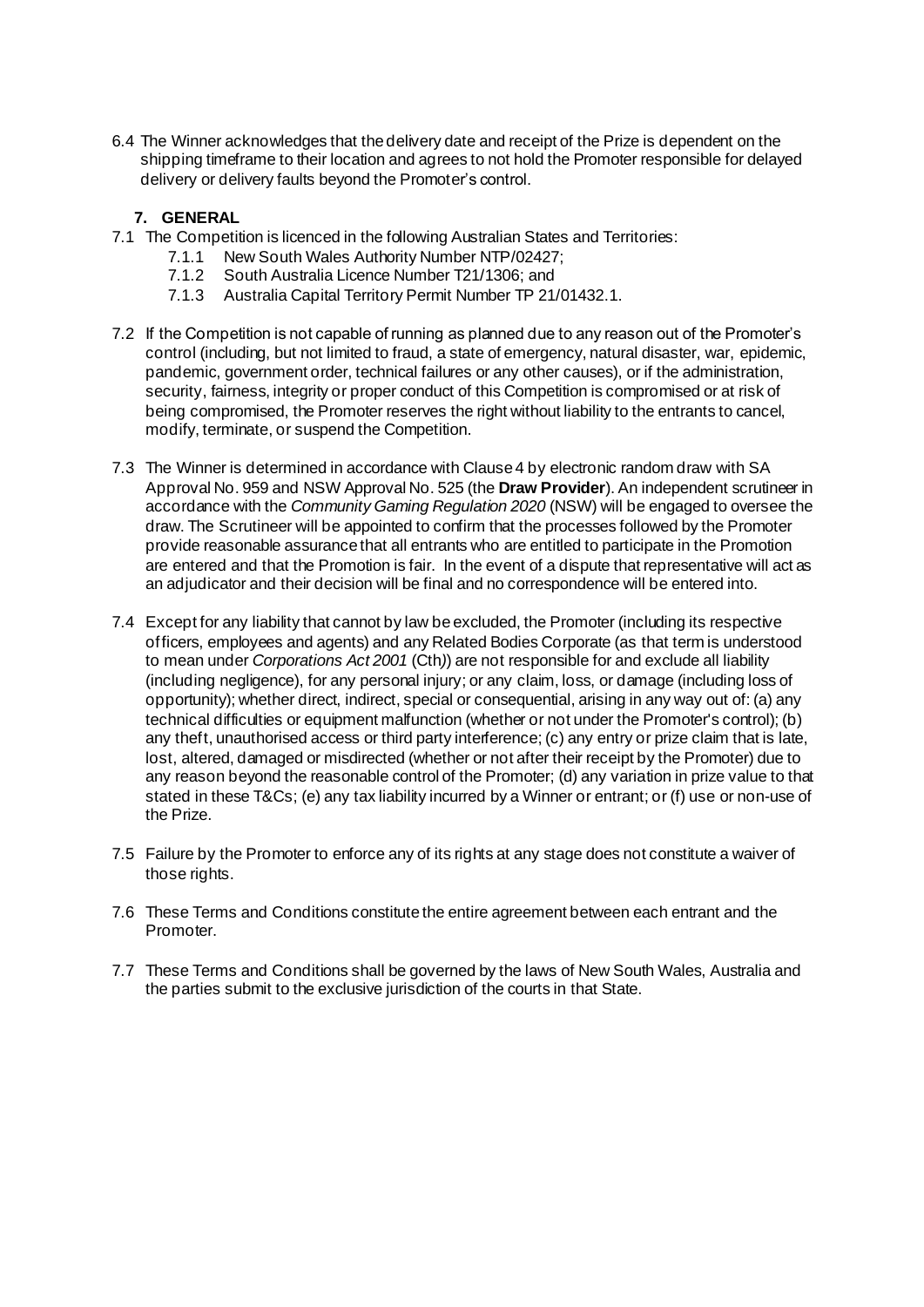6.4 The Winner acknowledges that the delivery date and receipt of the Prize is dependent on the shipping timeframe to their location and agrees to not hold the Promoter responsible for delayed delivery or delivery faults beyond the Promoter's control.

## 7. GENERAL

7.1 The Competition is licenced in the following Australian States and Territories:

- 7.1.1 New South Wales Authority Number NTP/02427;
- 7.1.2 South Australia Licence Number T21/1306; and
- 7.1.3 Australia Capital Territory Permit Number TP 21/01432.1.

7.2 If the Competition is not capable of running as planned due to any reason out of the Promoter's control (including, but not limited to fraud, a state of emergency, natural disaster, war, epidemic, pandemic, government order, technical failures or any other causes), or if the administration, security, fairness, integrity or proper conduct of this Competition is compromised or at risk of being compromised, the Promoter reserves the right without liability to the entrants to cancel, modify, terminate, or suspend the Competition.

7.3 The Winner is determined in accordance with Clause 4 by electronic random draw with SA Approval No. 959 and NSW Approval No. 525 (the **Draw Provider**). An independent scrutineer in accordance with the *Community Gaming Regulation 2020* (NSW) will be engaged to oversee the draw. The Scrutineer will be appointed to confirm that the processes followed by the Promoter provide reasonable assurance that all entrants who are entitled to participate in the Promotion are entered and that the Promotion is fair. In the event of a dispute that representative will act as an adjudicator and their decision will be final and no correspondence will be entered into.

7.4 Except for any liability that cannot by law be excluded, the Promoter (including its respective officers, employees and agents) and any Related Bodies Corporate (as that term is understood to mean under *Corporations Act 2001* (Cth)) are not responsible for and exclude all liability (including negligence), for any personal injury; or any claim, loss, or damage (including loss of opportunity); whether direct, indirect, special or consequential, arising in any way out of: (a) any technical difficulties or equipment malfunction (whether or not under the Promoter's control); (b) any theft, unauthorised access or third party interference; (c) any entry or prize claim that is late, lost, altered, damaged or misdirected (whether or not after their receipt by the Promoter) due to any reason beyond the reasonable control of the Promoter; (d) any variation in prize value to that stated in these T&Cs; (e) any tax liability incurred by a Winner or entrant; or (f) use or non-use of the Prize.

7.5 Failure by the Promoter to enforce any of its rights at any stage does not constitute a waiver of those rights.

7.6 These Terms and Conditions constitute the entire agreement between each entrant and the Promoter.

7.7 These Terms and Conditions shall be governed by the laws of New South Wales, Australia and the parties submit to the exclusive jurisdiction of the courts in that State.